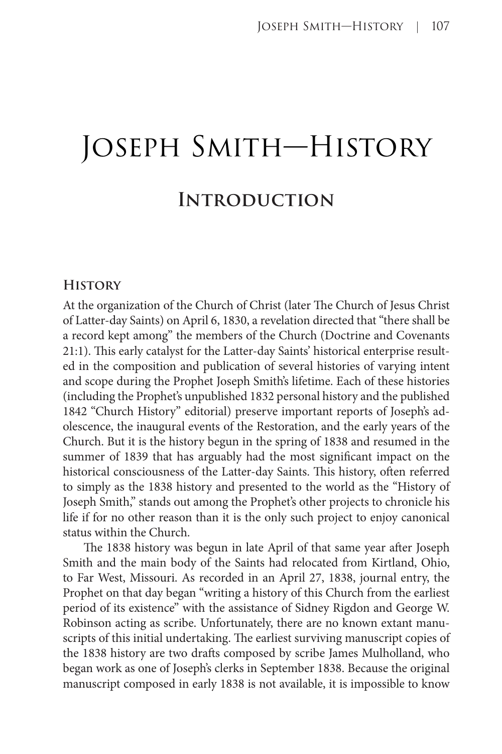# Joseph Smith—History

## Introduction

### History

At the organization of the Church of Christ (later The Church of Jesus Christ of Latter-day Saints) on April 6, 1830, a revelation directed that "there shall be a record kept among" the members of the Church (Doctrine and Covenants 21:1). This early catalyst for the Latter-day Saints' historical enterprise resulted in the composition and publication of several histories of varying intent and scope during the Prophet Joseph Smith's lifetime. Each of these histories (including the Prophet's unpublished 1832 personal history and the published 1842 "Church History" editorial) preserve important reports of Joseph's adolescence, the inaugural events of the Restoration, and the early years of the Church. But it is the history begun in the spring of 1838 and resumed in the summer of 1839 that has arguably had the most significant impact on the historical consciousness of the Latter-day Saints. This history, often referred to simply as the 1838 history and presented to the world as the "History of Joseph Smith," stands out among the Prophet's other projects to chronicle his life if for no other reason than it is the only such project to enjoy canonical status within the Church.

The 1838 history was begun in late April of that same year after Joseph Smith and the main body of the Saints had relocated from Kirtland, Ohio, to Far West, Missouri. As recorded in an April 27, 1838, journal entry, the Prophet on that day began "writing a history of this Church from the earliest period of its existence" with the assistance of Sidney Rigdon and George W. Robinson acting as scribe. Unfortunately, there are no known extant manuscripts of this initial undertaking. The earliest surviving manuscript copies of the 1838 history are two drafts composed by scribe James Mulholland, who began work as one of Joseph's clerks in September 1838. Because the original manuscript composed in early 1838 is not available, it is impossible to know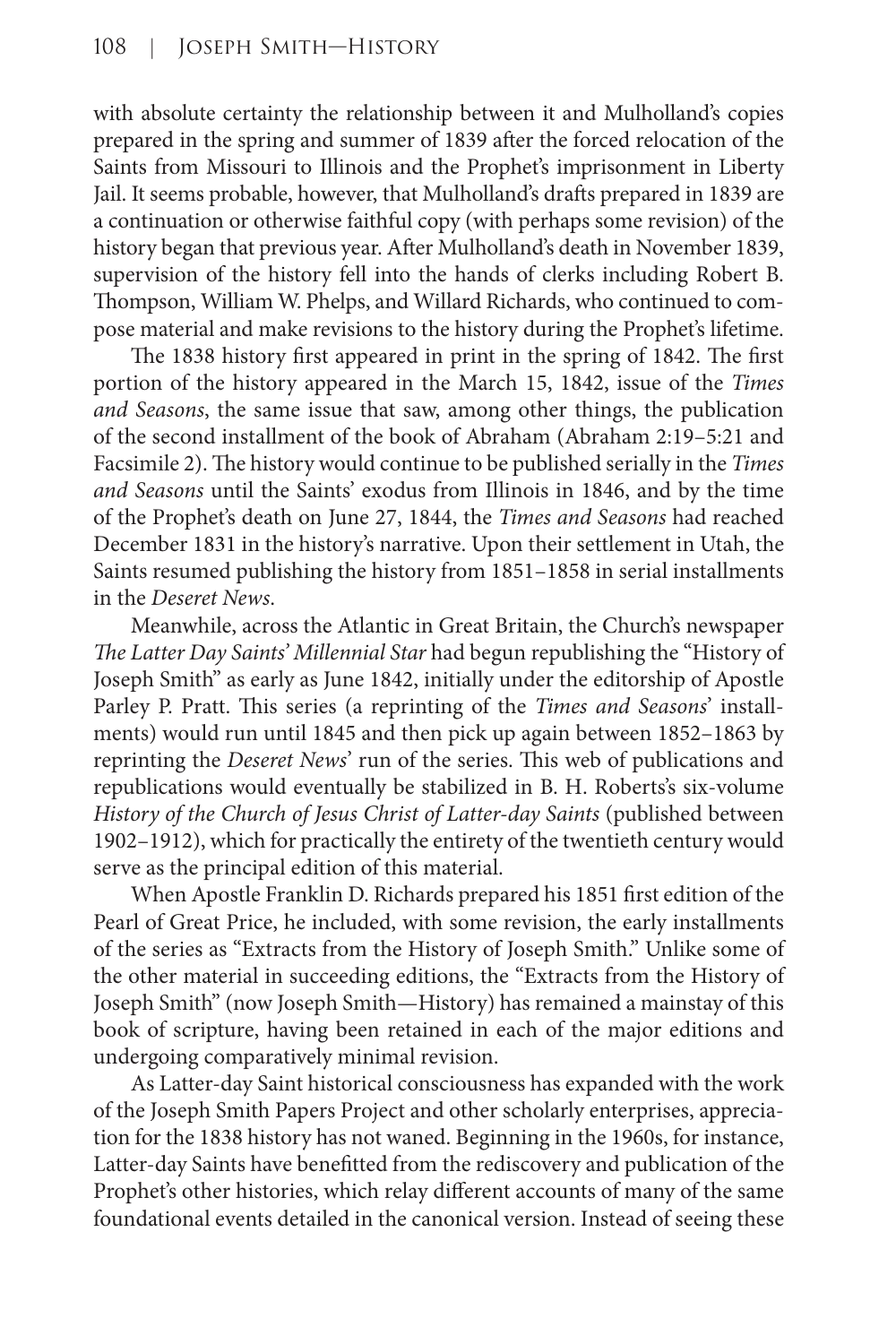with absolute certainty the relationship between it and Mulholland's copies prepared in the spring and summer of 1839 after the forced relocation of the Saints from Missouri to Illinois and the Prophet's imprisonment in Liberty Jail. It seems probable, however, that Mulholland's drafts prepared in 1839 are a continuation or otherwise faithful copy (with perhaps some revision) of the history began that previous year. After Mulholland's death in November 1839, supervision of the history fell into the hands of clerks including Robert B. Thompson, William W. Phelps, and Willard Richards, who continued to compose material and make revisions to the history during the Prophet's lifetime.

The 1838 history first appeared in print in the spring of 1842. The first portion of the history appeared in the March 15, 1842, issue of the *Times and Seasons*, the same issue that saw, among other things, the publication of the second installment of the book of Abraham (Abraham 2:19–5:21 and Facsimile 2). The history would continue to be published serially in the *Times and Seasons* until the Saints' exodus from Illinois in 1846, and by the time of the Prophet's death on June 27, 1844, the *Times and Seasons* had reached December 1831 in the history's narrative. Upon their settlement in Utah, the Saints resumed publishing the history from 1851–1858 in serial installments in the *Deseret News*.

Meanwhile, across the Atlantic in Great Britain, the Church's newspaper *The Latter Day Saints' Millennial Star* had begun republishing the "History of Joseph Smith" as early as June 1842, initially under the editorship of Apostle Parley P. Pratt. This series (a reprinting of the *Times and Seasons*' installments) would run until 1845 and then pick up again between 1852–1863 by reprinting the *Deseret News*' run of the series. This web of publications and republications would eventually be stabilized in B. H. Roberts's six-volume *History of the Church of Jesus Christ of Latter-day Saints* (published between 1902–1912), which for practically the entirety of the twentieth century would serve as the principal edition of this material.

When Apostle Franklin D. Richards prepared his 1851 first edition of the Pearl of Great Price, he included, with some revision, the early installments of the series as "Extracts from the History of Joseph Smith." Unlike some of the other material in succeeding editions, the "Extracts from the History of Joseph Smith" (now Joseph Smith—History) has remained a mainstay of this book of scripture, having been retained in each of the major editions and undergoing comparatively minimal revision.

As Latter-day Saint historical consciousness has expanded with the work of the Joseph Smith Papers Project and other scholarly enterprises, appreciation for the 1838 history has not waned. Beginning in the 1960s, for instance, Latter-day Saints have benefitted from the rediscovery and publication of the Prophet's other histories, which relay different accounts of many of the same foundational events detailed in the canonical version. Instead of seeing these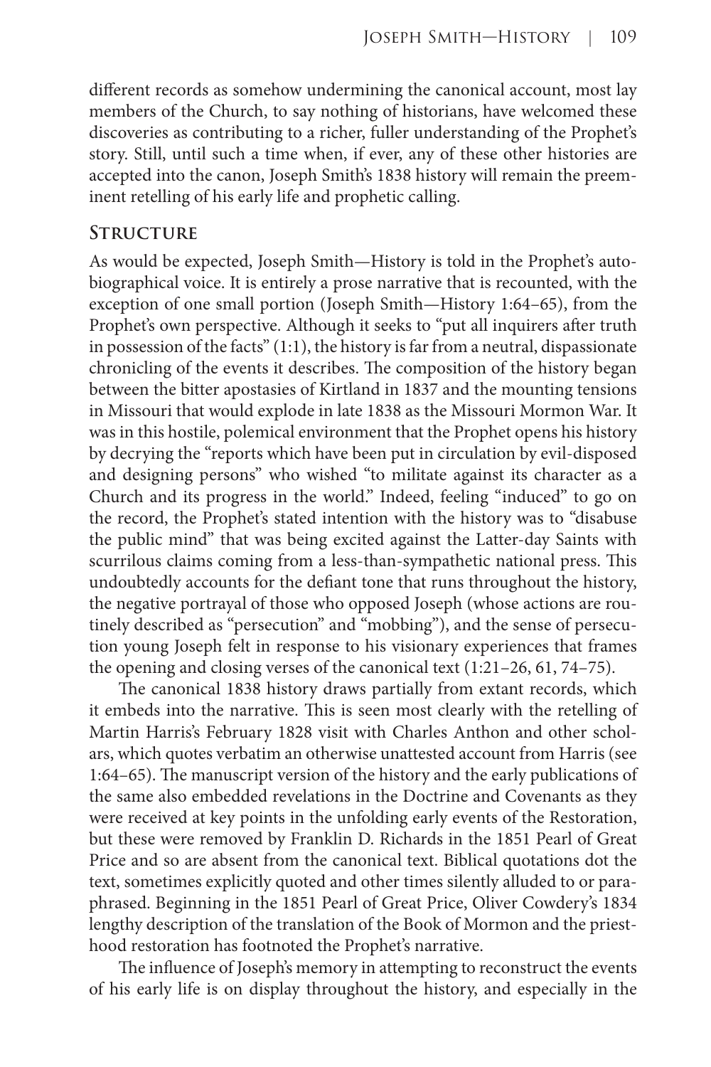different records as somehow undermining the canonical account, most lay members of the Church, to say nothing of historians, have welcomed these discoveries as contributing to a richer, fuller understanding of the Prophet's story. Still, until such a time when, if ever, any of these other histories are accepted into the canon, Joseph Smith's 1838 history will remain the preeminent retelling of his early life and prophetic calling.

## Structure

As would be expected, Joseph Smith—History is told in the Prophet's autobiographical voice. It is entirely a prose narrative that is recounted, with the exception of one small portion (Joseph Smith—History 1:64–65), from the Prophet's own perspective. Although it seeks to "put all inquirers after truth in possession of the facts" (1:1), the history is far from a neutral, dispassionate chronicling of the events it describes. The composition of the history began between the bitter apostasies of Kirtland in 1837 and the mounting tensions in Missouri that would explode in late 1838 as the Missouri Mormon War. It was in this hostile, polemical environment that the Prophet opens his history by decrying the "reports which have been put in circulation by evil-disposed and designing persons" who wished "to militate against its character as a Church and its progress in the world." Indeed, feeling "induced" to go on the record, the Prophet's stated intention with the history was to "disabuse the public mind" that was being excited against the Latter-day Saints with scurrilous claims coming from a less-than-sympathetic national press. This undoubtedly accounts for the defiant tone that runs throughout the history, the negative portrayal of those who opposed Joseph (whose actions are routinely described as "persecution" and "mobbing"), and the sense of persecution young Joseph felt in response to his visionary experiences that frames the opening and closing verses of the canonical text (1:21–26, 61, 74–75).

The canonical 1838 history draws partially from extant records, which it embeds into the narrative. This is seen most clearly with the retelling of Martin Harris's February 1828 visit with Charles Anthon and other scholars, which quotes verbatim an otherwise unattested account from Harris (see 1:64–65). The manuscript version of the history and the early publications of the same also embedded revelations in the Doctrine and Covenants as they were received at key points in the unfolding early events of the Restoration, but these were removed by Franklin D. Richards in the 1851 Pearl of Great Price and so are absent from the canonical text. Biblical quotations dot the text, sometimes explicitly quoted and other times silently alluded to or paraphrased. Beginning in the 1851 Pearl of Great Price, Oliver Cowdery's 1834 lengthy description of the translation of the Book of Mormon and the priesthood restoration has footnoted the Prophet's narrative.

The influence of Joseph's memory in attempting to reconstruct the events of his early life is on display throughout the history, and especially in the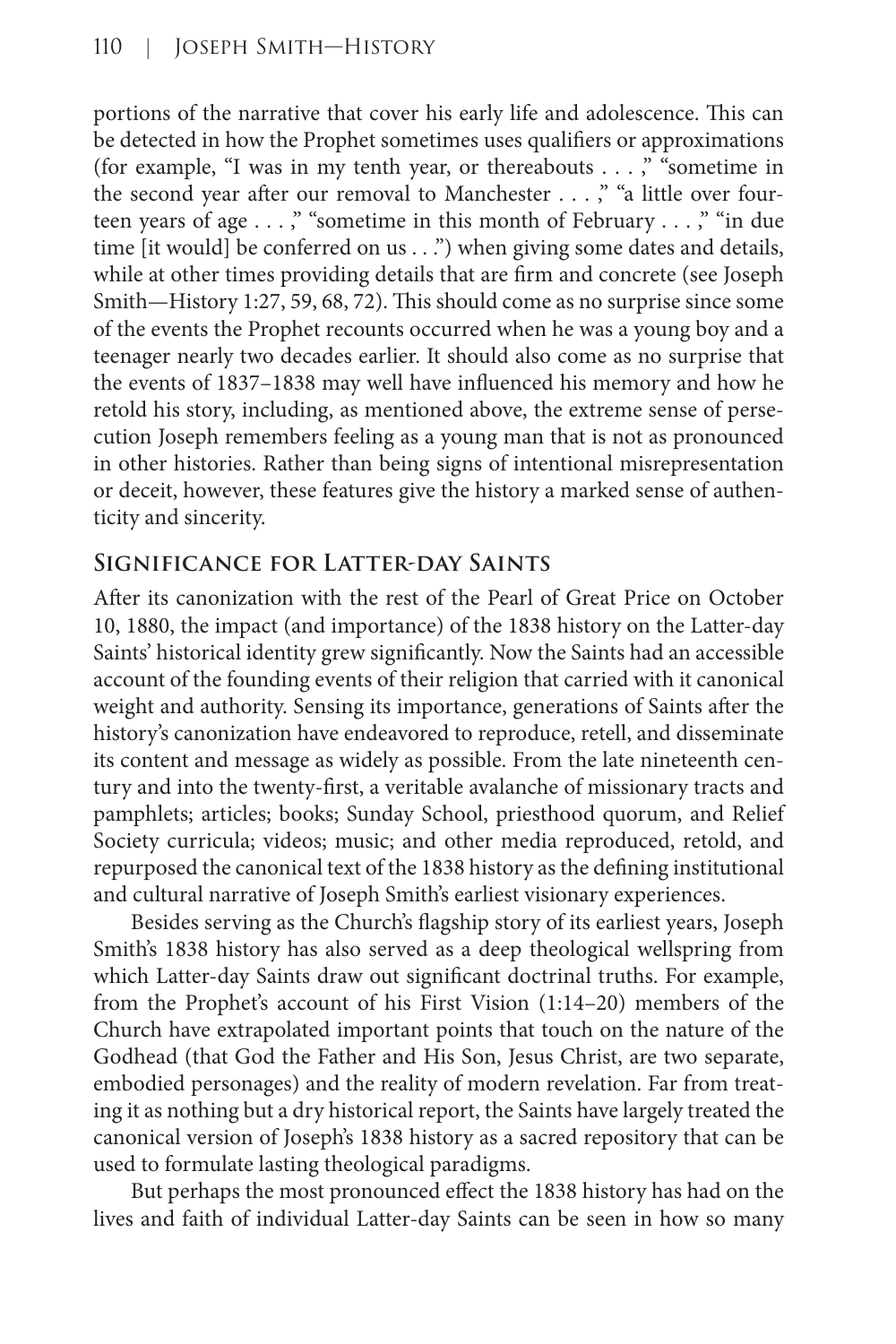portions of the narrative that cover his early life and adolescence. This can be detected in how the Prophet sometimes uses qualifiers or approximations (for example, "I was in my tenth year, or thereabouts . . . ," "sometime in the second year after our removal to Manchester . . . ," "a little over fourteen years of age . . . ," "sometime in this month of February . . . ," "in due time [it would] be conferred on us . . .") when giving some dates and details, while at other times providing details that are firm and concrete (see Joseph Smith—History 1:27, 59, 68, 72). This should come as no surprise since some of the events the Prophet recounts occurred when he was a young boy and a teenager nearly two decades earlier. It should also come as no surprise that the events of 1837–1838 may well have influenced his memory and how he retold his story, including, as mentioned above, the extreme sense of persecution Joseph remembers feeling as a young man that is not as pronounced in other histories. Rather than being signs of intentional misrepresentation or deceit, however, these features give the history a marked sense of authenticity and sincerity.

## Significance for Latter-day Saints

After its canonization with the rest of the Pearl of Great Price on October 10, 1880, the impact (and importance) of the 1838 history on the Latter-day Saints' historical identity grew significantly. Now the Saints had an accessible account of the founding events of their religion that carried with it canonical weight and authority. Sensing its importance, generations of Saints after the history's canonization have endeavored to reproduce, retell, and disseminate its content and message as widely as possible. From the late nineteenth century and into the twenty-first, a veritable avalanche of missionary tracts and pamphlets; articles; books; Sunday School, priesthood quorum, and Relief Society curricula; videos; music; and other media reproduced, retold, and repurposed the canonical text of the 1838 history as the defining institutional and cultural narrative of Joseph Smith's earliest visionary experiences.

Besides serving as the Church's flagship story of its earliest years, Joseph Smith's 1838 history has also served as a deep theological wellspring from which Latter-day Saints draw out significant doctrinal truths. For example, from the Prophet's account of his First Vision (1:14–20) members of the Church have extrapolated important points that touch on the nature of the Godhead (that God the Father and His Son, Jesus Christ, are two separate, embodied personages) and the reality of modern revelation. Far from treating it as nothing but a dry historical report, the Saints have largely treated the canonical version of Joseph's 1838 history as a sacred repository that can be used to formulate lasting theological paradigms.

But perhaps the most pronounced effect the 1838 history has had on the lives and faith of individual Latter-day Saints can be seen in how so many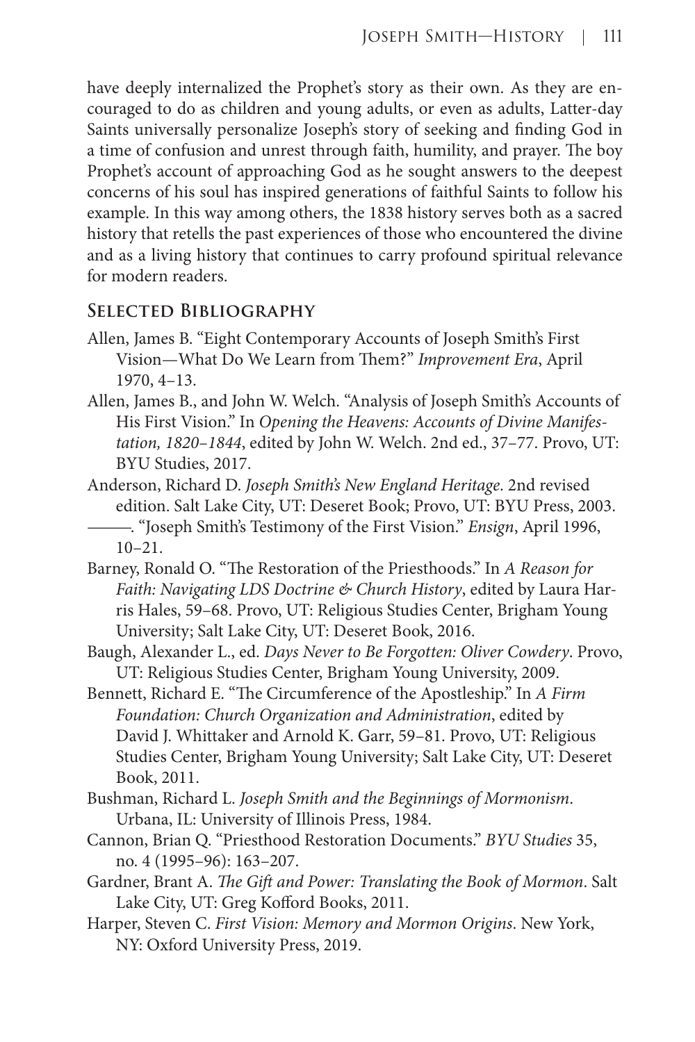have deeply internalized the Prophet's story as their own. As they are encouraged to do as children and young adults, or even as adults, Latter-day Saints universally personalize Joseph's story of seeking and finding God in a time of confusion and unrest through faith, humility, and prayer. The boy Prophet's account of approaching God as he sought answers to the deepest concerns of his soul has inspired generations of faithful Saints to follow his example. In this way among others, the 1838 history serves both as a sacred history that retells the past experiences of those who encountered the divine and as a living history that continues to carry profound spiritual relevance for modern readers.

## Selected Bibliography

Allen, James B. "Eight Contemporary Accounts of Joseph Smith's First Vision—What Do We Learn from Them?" *Improvement Era*, April 1970, 4–13.

Allen, James B., and John W. Welch. "Analysis of Joseph Smith's Accounts of His First Vision." In *Opening the Heavens: Accounts of Divine Manifestation, 1820–1844*, edited by John W. Welch. 2nd ed., 37–77. Provo, UT: BYU Studies, 2017.

Anderson, Richard D. *Joseph Smith's New England Heritage*. 2nd revised edition. Salt Lake City, UT: Deseret Book; Provo, UT: BYU Press, 2003.

———. "Joseph Smith's Testimony of the First Vision." *Ensign*, April 1996, 10–21.

Barney, Ronald O. "The Restoration of the Priesthoods." In *A Reason for Faith: Navigating LDS Doctrine & Church History*, edited by Laura Harris Hales, 59–68. Provo, UT: Religious Studies Center, Brigham Young University; Salt Lake City, UT: Deseret Book, 2016.

Baugh, Alexander L., ed. *Days Never to Be Forgotten: Oliver Cowdery*. Provo, UT: Religious Studies Center, Brigham Young University, 2009.

Bennett, Richard E. "The Circumference of the Apostleship." In *A Firm Foundation: Church Organization and Administration*, edited by David J. Whittaker and Arnold K. Garr, 59–81. Provo, UT: Religious Studies Center, Brigham Young University; Salt Lake City, UT: Deseret Book, 2011.

Bushman, Richard L. *Joseph Smith and the Beginnings of Mormonism*. Urbana, IL: University of Illinois Press, 1984.

Cannon, Brian Q. "Priesthood Restoration Documents." *BYU Studies* 35, no. 4 (1995–96): 163–207.

Gardner, Brant A. *The Gift and Power: Translating the Book of Mormon*. Salt Lake City, UT: Greg Kofford Books, 2011.

Harper, Steven C. *First Vision: Memory and Mormon Origins*. New York, NY: Oxford University Press, 2019.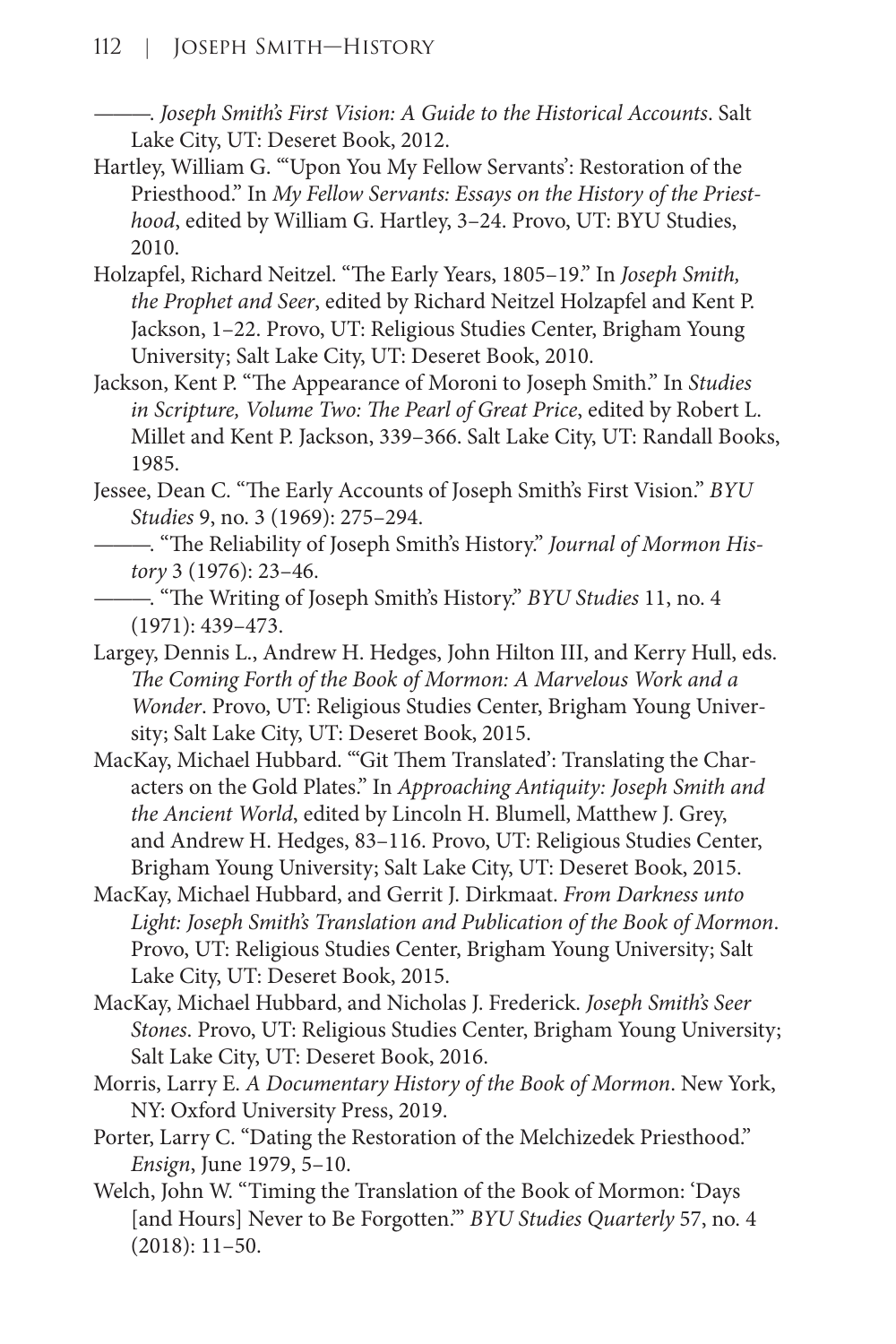———. *Joseph Smith's First Vision: A Guide to the Historical Accounts*. Salt Lake City, UT: Deseret Book, 2012.

Hartley, William G. "'Upon You My Fellow Servants': Restoration of the Priesthood." In *My Fellow Servants: Essays on the History of the Priesthood*, edited by William G. Hartley, 3–24. Provo, UT: BYU Studies, 2010.

Holzapfel, Richard Neitzel. "The Early Years, 1805–19." In *Joseph Smith, the Prophet and Seer*, edited by Richard Neitzel Holzapfel and Kent P. Jackson, 1–22. Provo, UT: Religious Studies Center, Brigham Young University; Salt Lake City, UT: Deseret Book, 2010.

Jackson, Kent P. "The Appearance of Moroni to Joseph Smith." In *Studies in Scripture, Volume Two: The Pearl of Great Price*, edited by Robert L. Millet and Kent P. Jackson, 339–366. Salt Lake City, UT: Randall Books, 1985.

Jessee, Dean C. "The Early Accounts of Joseph Smith's First Vision." *BYU Studies* 9, no. 3 (1969): 275–294.

———. "The Reliability of Joseph Smith's History." *Journal of Mormon History* 3 (1976): 23–46.

———. "The Writing of Joseph Smith's History." *BYU Studies* 11, no. 4 (1971): 439–473.

Largey, Dennis L., Andrew H. Hedges, John Hilton III, and Kerry Hull, eds. *The Coming Forth of the Book of Mormon: A Marvelous Work and a Wonder*. Provo, UT: Religious Studies Center, Brigham Young University; Salt Lake City, UT: Deseret Book, 2015.

MacKay, Michael Hubbard. "'Git Them Translated': Translating the Characters on the Gold Plates." In *Approaching Antiquity: Joseph Smith and the Ancient World*, edited by Lincoln H. Blumell, Matthew J. Grey, and Andrew H. Hedges, 83–116. Provo, UT: Religious Studies Center, Brigham Young University; Salt Lake City, UT: Deseret Book, 2015.

MacKay, Michael Hubbard, and Gerrit J. Dirkmaat. *From Darkness unto Light: Joseph Smith's Translation and Publication of the Book of Mormon*. Provo, UT: Religious Studies Center, Brigham Young University; Salt Lake City, UT: Deseret Book, 2015.

MacKay, Michael Hubbard, and Nicholas J. Frederick. *Joseph Smith's Seer Stones*. Provo, UT: Religious Studies Center, Brigham Young University; Salt Lake City, UT: Deseret Book, 2016.

Morris, Larry E. *A Documentary History of the Book of Mormon*. New York, NY: Oxford University Press, 2019.

Porter, Larry C. "Dating the Restoration of the Melchizedek Priesthood." *Ensign*, June 1979, 5–10.

Welch, John W. "Timing the Translation of the Book of Mormon: 'Days [and Hours] Never to Be Forgotten.'" *BYU Studies Quarterly* 57, no. 4 (2018): 11–50.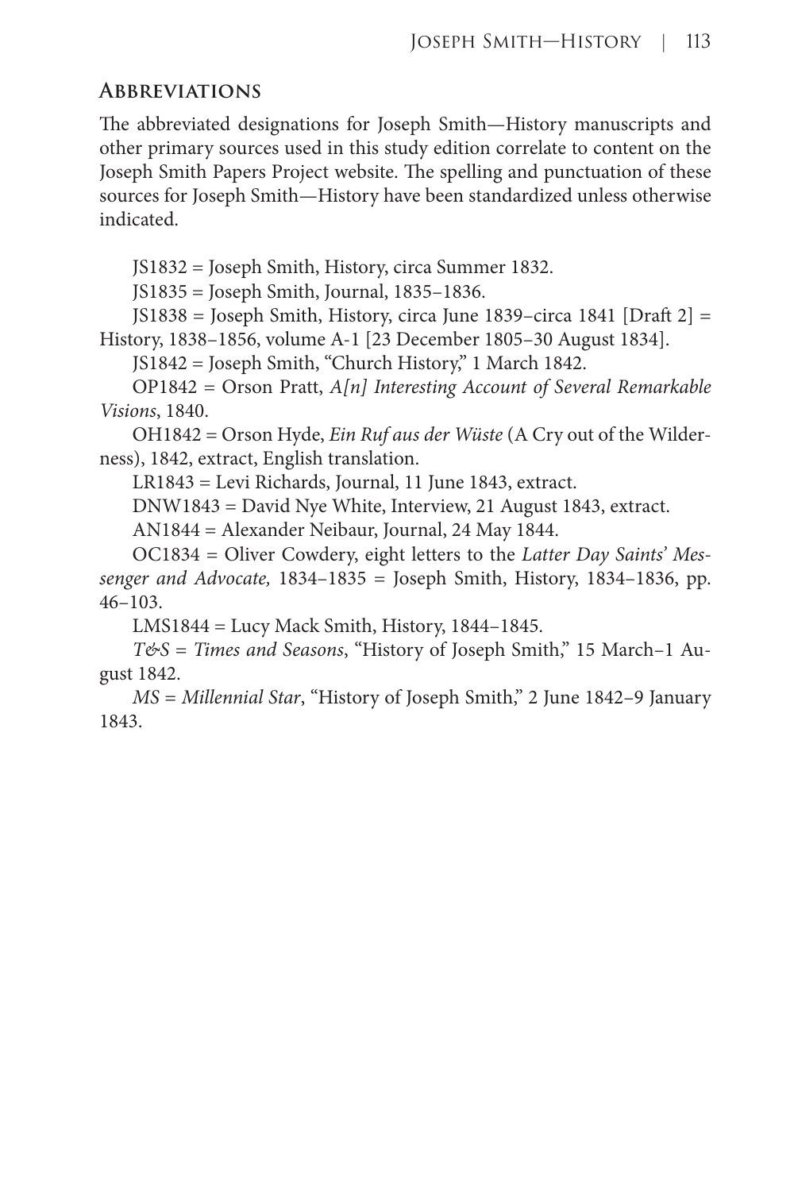## Abbreviations

The abbreviated designations for Joseph Smith—History manuscripts and other primary sources used in this study edition correlate to content on the Joseph Smith Papers Project website. The spelling and punctuation of these sources for Joseph Smith—History have been standardized unless otherwise indicated.

JS1832 = Joseph Smith, History, circa Summer 1832.

JS1835 = Joseph Smith, Journal, 1835–1836.

JS1838 = Joseph Smith, History, circa June 1839–circa 1841 [Draft 2] = History, 1838–1856, volume A-1 [23 December 1805–30 August 1834].

JS1842 = Joseph Smith, "Church History," 1 March 1842.

OP1842 = Orson Pratt, *A[n] Interesting Account of Several Remarkable Visions*, 1840.

OH1842 = Orson Hyde, *Ein Ruf aus der Wüste* (A Cry out of the Wilderness), 1842, extract, English translation.

LR1843 = Levi Richards, Journal, 11 June 1843, extract.

DNW1843 = David Nye White, Interview, 21 August 1843, extract.

AN1844 = Alexander Neibaur, Journal, 24 May 1844.

OC1834 = Oliver Cowdery, eight letters to the *Latter Day Saints' Messenger and Advocate,* 1834–1835 = Joseph Smith, History, 1834–1836, pp. 46–103.

LMS1844 = Lucy Mack Smith, History, 1844–1845.

*T&S* = *Times and Seasons*, "History of Joseph Smith," 15 March–1 August 1842.

*MS* = *Millennial Star*, "History of Joseph Smith," 2 June 1842–9 January 1843.